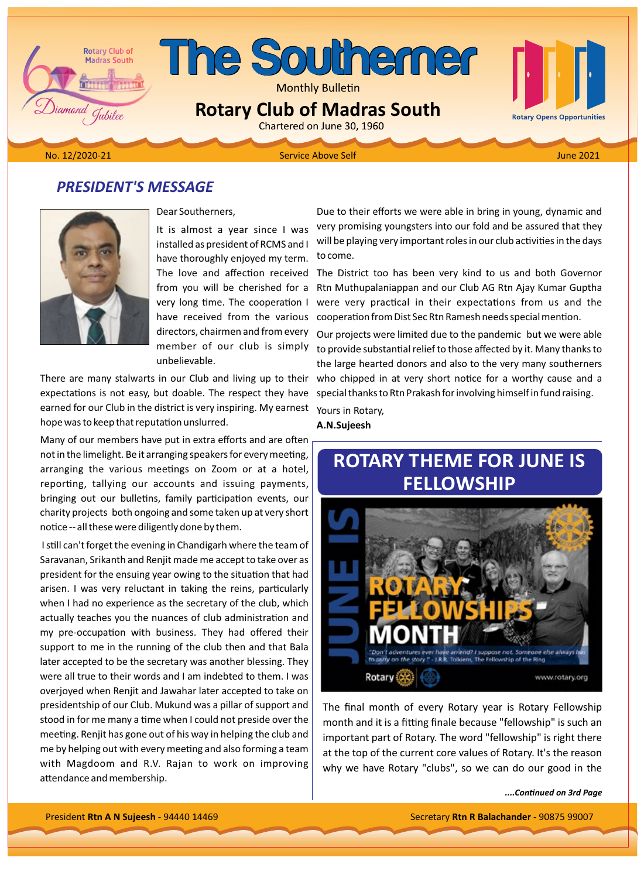# The Southerner

Monthly Bulletin

## Rotary Club of Madras South

Chartered on June 30, 1960

No. 12/2020-21 | Service Above Self | June 2021

## *PRESIDENT'S MESSAGE*

Dear Southerners,

It is almost a year since I was installed as president of RCMS and I have thoroughly enjoyed my term. The love and affection received from you will be cherished for a very long time. The cooperation I have received from the various directors, chairmen and from every member of our club is simply unbelievable.

There are many stalwarts in our Club and living up to their expectations is not easy, but doable. The respect they have earned for our Club in the district is very inspiring. My earnest hope was to keep that reputation unslurred.

Many of our members have put in extra efforts and are often not in the limelight. Be it arranging speakers for every meeting, arranging the various meetings on Zoom or at a hotel, reporting, tallying our accounts and issuing payments, bringing out our bulletins, family participation events, our charity projects both ongoing and some taken up at very short notice -- all these were diligently done by them.

I still can't forget the evening in Chandigarh where the team of Saravanan, Srikanth and Renjit made me accept to take over as president for the ensuing year owing to the situation that had arisen. I was very reluctant in taking the reins, particularly when I had no experience as the secretary of the club, which actually teaches you the nuances of club administration and my pre-occupation with business. They had offered their support to me in the running of the club then and that Bala later accepted to be the secretary was another blessing. They were all true to their words and I am indebted to them. I was overjoyed when Renjit and Jawahar later accepted to take on presidentship of our Club. Mukund was a pillar of support and stood in for me many a time when I could not preside over the meeting. Renjit has gone out of his way in helping the club and me by helping out with every meeting and also forming a team with Magdoom and R.V. Rajan to work on improving attendance and membership.

Due to their efforts we were able in bring in young, dynamic and very promising youngsters into our fold and be assured that they will be playing very important roles in our club activities in the days to come.

The District too has been very kind to us and both Governor Rtn Muthupalaniappan and our Club AG Rtn Ajay Kumar Guptha were very practical in their expectations from us and the cooperation from Dist Sec Rtn Ramesh needs special mention.

Our projects were limited due to the pandemic but we were able to provide substantial relief to those affected by it. Many thanks to the large hearted donors and also to the very many southerners who chipped in at very short notice for a worthy cause and a special thanks to Rtn Prakash for involving himself in fund raising.

Yours in Rotary,

**A.N.Sujeesh**

## ROTARY THEME FOR JUNE IS FELLOWSHIP

The final month of every Rotary year is Rotary Fellowship month and it is a fitting finale because "fellowship" is such an important part of Rotary. The word "fellowship" is right there at the top of the current core values of Rotary. It's the reason why we have Rotary "clubs", so we can do our good in the

*....Continued on 3rd Page*

President **Rtn A N Sujeesh** - 94440 14469 | Secretary **Rtn R Balachander** - 90875 99007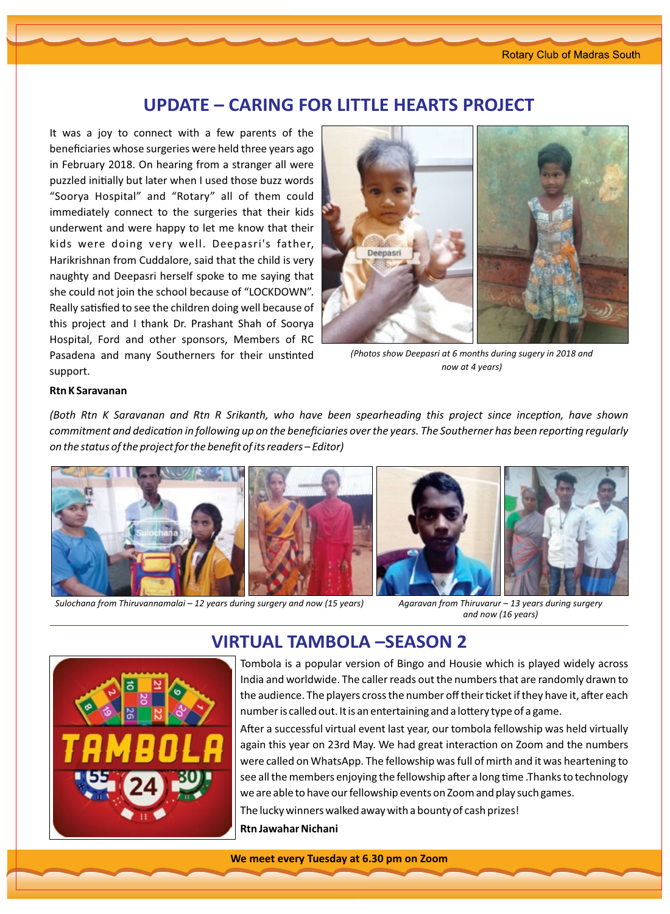## UPDATE – CARING FOR LITTLE HEARTS PROJECT

It was a joy to connect with a few parents of the beneficiaries whose surgeries were held three years ago in February 2018. On hearing from a stranger all were puzzled initially but later when I used those buzz words "Soorya Hospital" and "Rotary" all of them could immediately connect to the surgeries that their kids underwent and were happy to let me know that their kids were doing very well. Deepasri's father, Harikrishnan from Cuddalore, said that the child is very naughty and Deepasri herself spoke to me saying that she could not join the school because of "LOCKDOWN". Really satisfied to see the children doing well because of this project and I thank Dr. Prashant Shah of Soorya Hospital, Ford and other sponsors, Members of RC Pasadena and many Southerners for their unstinted support.

*(Photos show Deepasri at 6 months during sugery in 2018 and now at 4 years)*

**Rtn K Saravanan**

*(Both Rtn K Saravanan and Rtn R Srikanth, who have been spearheading this project since inception, have shown commitment and dedication in following up on the beneficiaries over the years. The Southerner has been reporting regularly on the status of the project for the benefit of its readers – Editor)*

*Sulochana from Thiruvannamalai – 12 years during surgery and now (15 years)*

*Agaravan from Thiruvarur – 13 years during surgery and now (16 years)*

## VIRTUAL TAMBOLA –SEASON 2

Tombola is a popular version of Bingo and Housie which is played widely across India and worldwide. The caller reads out the numbers that are randomly drawn to the audience. The players cross the number off their ticket if they have it, after each number is called out. It is an entertaining and a lottery type of a game.

After a successful virtual event last year, our tombola fellowship was held virtually again this year on 23rd May. We had great interaction on Zoom and the numbers were called on WhatsApp. The fellowship was full of mirth and it was heartening to see all the members enjoying the fellowship after a long time .Thanks to technology we are able to have our fellowship events on Zoom and play such games.

The lucky winners walked away with a bounty of cash prizes!

**Rtn Jawahar Nichani**

**We meet every Tuesday at 6.30 pm on Zoom**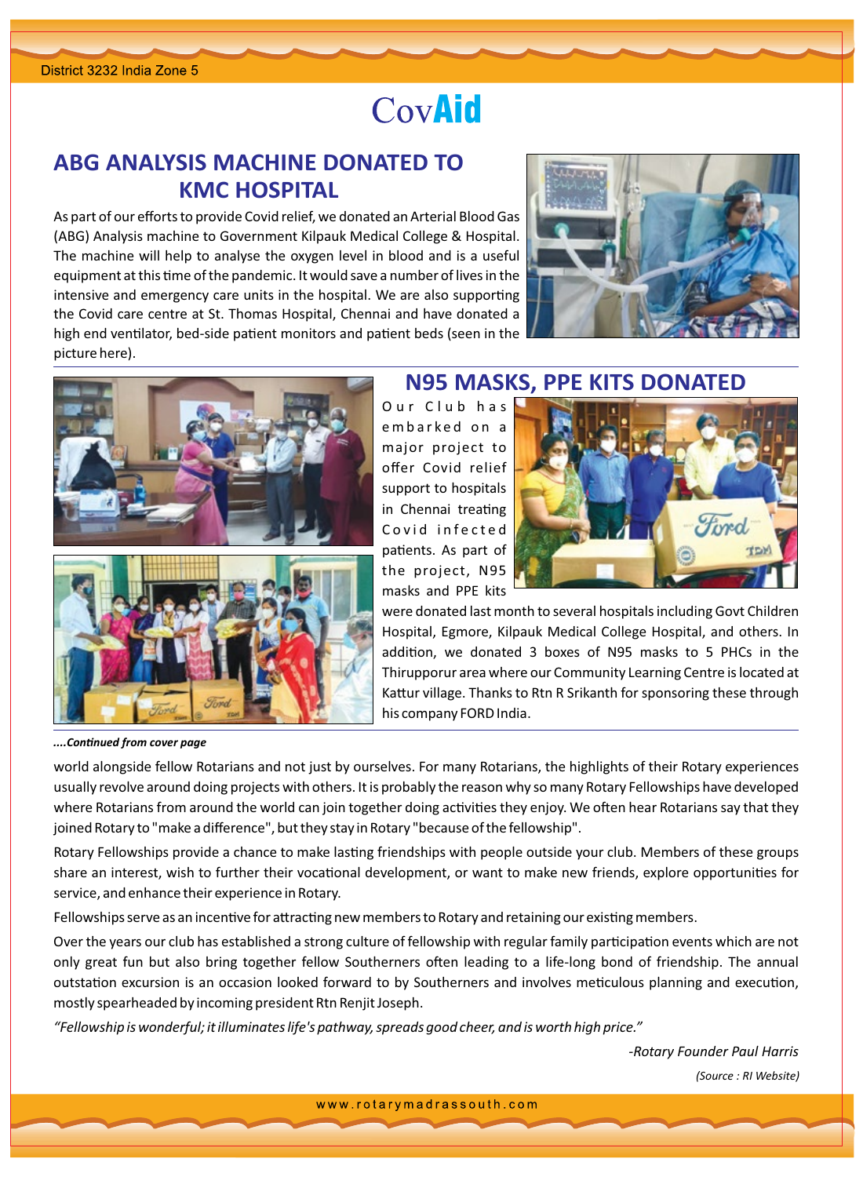# CovAid

## ABG ANALYSIS MACHINE DONATED TO KMC HOSPITAL

As part of our efforts to provide Covid relief, we donated an Arterial Blood Gas (ABG) Analysis machine to Government Kilpauk Medical College & Hospital. The machine will help to analyse the oxygen level in blood and is a useful equipment at this time of the pandemic. It would save a number of lives in the intensive and emergency care units in the hospital. We are also supporting the Covid care centre at St. Thomas Hospital, Chennai and have donated a high end ventilator, bed-side patient monitors and patient beds (seen in the picture here).

## N95 MASKS, PPE KITS DONATED

Our Club has embarked on a major project to offer Covid relief support to hospitals in Chennai treating Covid infected patients. As part of the project, N95 masks and PPE kits were donated last month to several hospitals including Govt Children Hospital, Egmore, Kilpauk Medical College Hospital, and others. In addition, we donated 3 boxes of N95 masks to 5 PHCs in the Thirupporur area where our Community Learning Centre is located at Kattur village. Thanks to Rtn R Srikanth for sponsoring these through his company FORD India.

***....Continued from cover page***

world alongside fellow Rotarians and not just by ourselves. For many Rotarians, the highlights of their Rotary experiences usually revolve around doing projects with others. It is probably the reason why so many Rotary Fellowships have developed where Rotarians from around the world can join together doing activities they enjoy. We often hear Rotarians say that they joined Rotary to "make a difference", but they stay in Rotary "because of the fellowship".

Rotary Fellowships provide a chance to make lasting friendships with people outside your club. Members of these groups share an interest, wish to further their vocational development, or want to make new friends, explore opportunities for service, and enhance their experience in Rotary.

Fellowships serve as an incentive for attracting new members to Rotary and retaining our existing members.

Over the years our club has established a strong culture of fellowship with regular family participation events which are not only great fun but also bring together fellow Southerners often leading to a life-long bond of friendship. The annual outstation excursion is an occasion looked forward to by Southerners and involves meticulous planning and execution, mostly spearheaded by incoming president Rtn Renjit Joseph.

*"Fellowship is wonderful; it illuminates life's pathway, spreads good cheer, and is worth high price."*

*-Rotary Founder Paul Harris*

*(Source : RI Website)*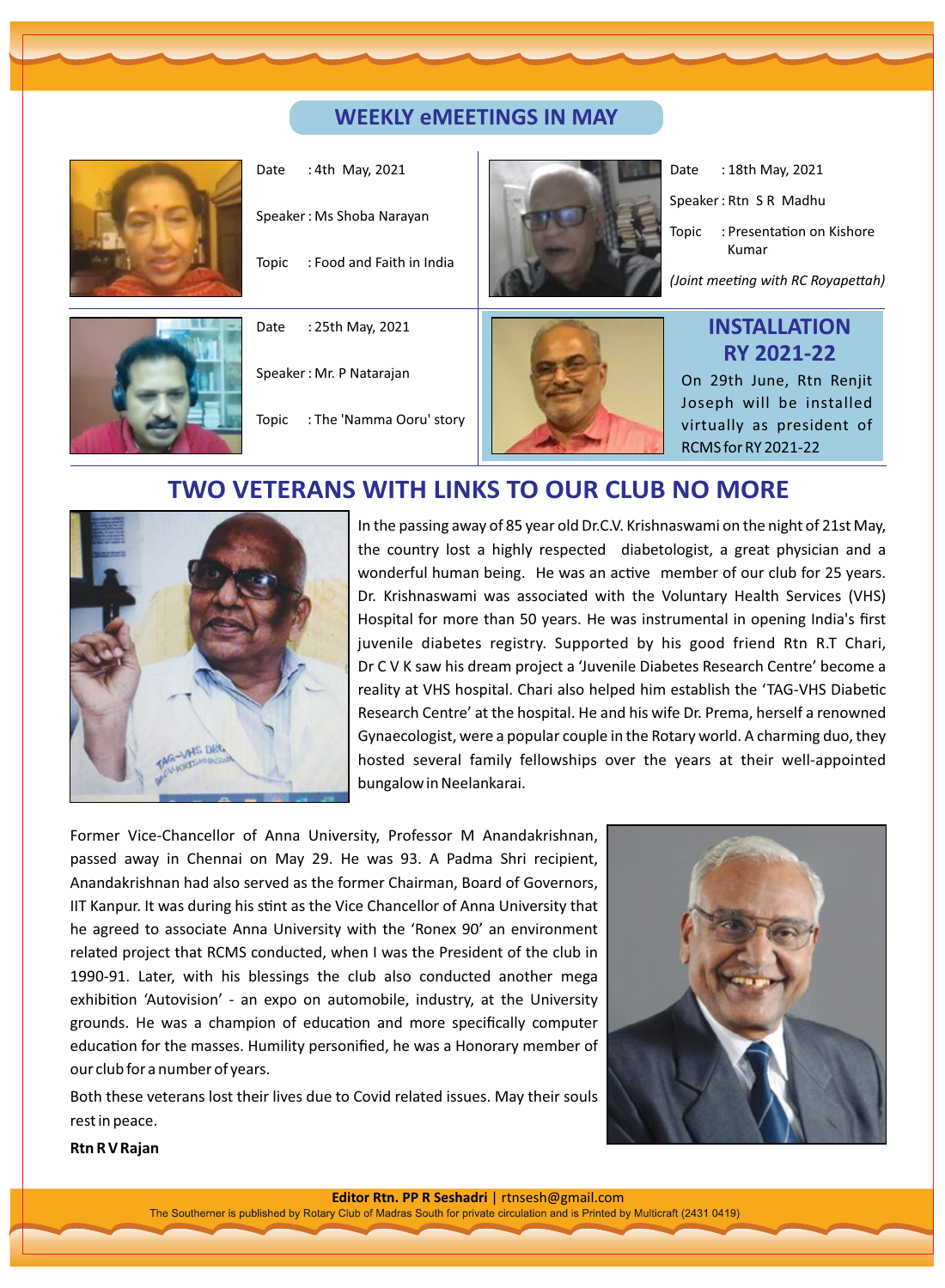## WEEKLY eMEETINGS IN MAY

Date : 4th May, 2021

Speaker : Ms Shoba Narayan

Topic : Food and Faith in India

Date : 18th May, 2021

Speaker : Rtn S R Madhu

Topic : Presentation on Kishore Kumar

*(Joint meeting with RC Royapettah)*

Date : 25th May, 2021

Speaker : Mr. P Natarajan

Topic : The 'Namma Ooru' story

### INSTALLATION RY 2021-22

On 29th June, Rtn Renjit Joseph will be installed virtually as president of RCMS for RY 2021-22

## TWO VETERANS WITH LINKS TO OUR CLUB NO MORE

In the passing away of 85 year old Dr.C.V. Krishnaswami on the night of 21st May, the country lost a highly respected diabetologist, a great physician and a wonderful human being. He was an active member of our club for 25 years. Dr. Krishnaswami was associated with the Voluntary Health Services (VHS) Hospital for more than 50 years. He was instrumental in opening India's first juvenile diabetes registry. Supported by his good friend Rtn R.T Chari, Dr C V K saw his dream project a 'Juvenile Diabetes Research Centre' become a reality at VHS hospital. Chari also helped him establish the 'TAG-VHS Diabetic Research Centre' at the hospital. He and his wife Dr. Prema, herself a renowned Gynaecologist, were a popular couple in the Rotary world. A charming duo, they hosted several family fellowships over the years at their well-appointed bungalow in Neelankarai.

Former Vice-Chancellor of Anna University, Professor M Anandakrishnan, passed away in Chennai on May 29. He was 93. A Padma Shri recipient, Anandakrishnan had also served as the former Chairman, Board of Governors, IIT Kanpur. It was during his stint as the Vice Chancellor of Anna University that he agreed to associate Anna University with the 'Ronex 90' an environment related project that RCMS conducted, when I was the President of the club in 1990-91. Later, with his blessings the club also conducted another mega exhibition 'Autovision' - an expo on automobile, industry, at the University grounds. He was a champion of education and more specifically computer education for the masses. Humility personified, he was a Honorary member of our club for a number of years.

Both these veterans lost their lives due to Covid related issues. May their souls rest in peace.

**Rtn R V Rajan**

**Editor Rtn. PP R Seshadri** | rtnsesh@gmail.com

The Southerner is published by Rotary Club of Madras South for private circulation and is Printed by Multicraft (2431 0419)